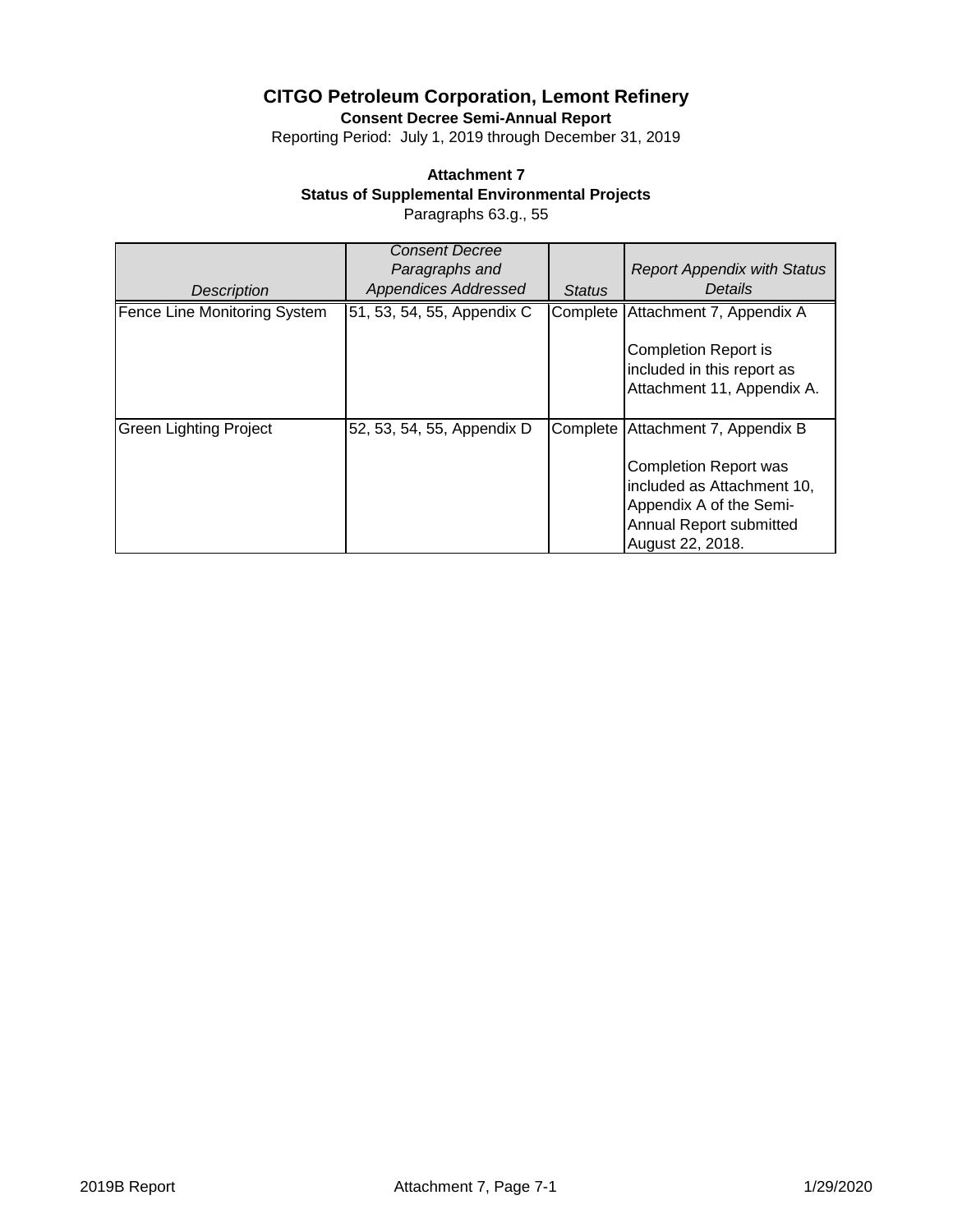# CITGO Petroleum Corporation, Lemont Refinery

**Consent Decree Semi-Annual Report**

Reporting Period: July 1, 2019 through December 31, 2019

## Attachment 7

### Status of Supplemental Environmental Projects

Paragraphs 63.g., 55

| *Description* | *Consent Decree Paragraphs and Appendices Addressed* | *Status* | *Report Appendix with Status Details* |
|---|---|---|---|
| Fence Line Monitoring System | 51, 53, 54, 55, Appendix C | Complete | Attachment 7, Appendix A<br><br>Completion Report is included in this report as Attachment 11, Appendix A. |
| Green Lighting Project | 52, 53, 54, 55, Appendix D | Complete | Attachment 7, Appendix B<br><br>Completion Report was included as Attachment 10, Appendix A of the Semi-Annual Report submitted August 22, 2018. |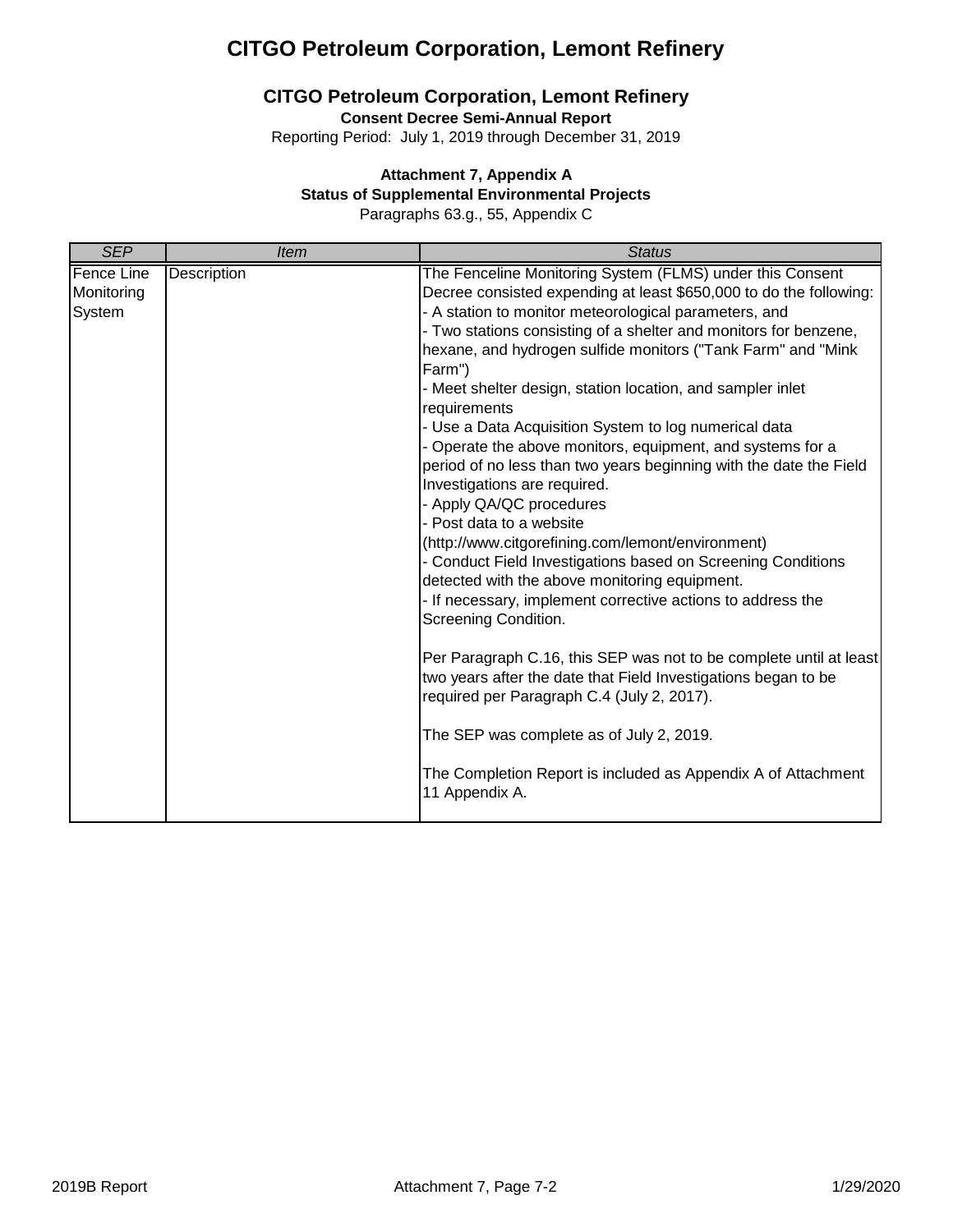# CITGO Petroleum Corporation, Lemont Refinery

## CITGO Petroleum Corporation, Lemont Refinery

**Consent Decree Semi-Annual Report**

Reporting Period: July 1, 2019 through December 31, 2019

**Attachment 7, Appendix A**

**Status of Supplemental Environmental Projects**

Paragraphs 63.g., 55, Appendix C

| *SEP* | *Item* | *Status* |
|---|---|---|
| Fence Line Monitoring System | Description | The Fenceline Monitoring System (FLMS) under this Consent Decree consisted expending at least $650,000 to do the following:<br>- A station to monitor meteorological parameters, and<br>- Two stations consisting of a shelter and monitors for benzene, hexane, and hydrogen sulfide monitors ("Tank Farm" and "Mink Farm")<br>- Meet shelter design, station location, and sampler inlet requirements<br>- Use a Data Acquisition System to log numerical data<br>- Operate the above monitors, equipment, and systems for a period of no less than two years beginning with the date the Field Investigations are required.<br>- Apply QA/QC procedures<br>- Post data to a website (http://www.citgorefining.com/lemont/environment)<br>- Conduct Field Investigations based on Screening Conditions detected with the above monitoring equipment.<br>- If necessary, implement corrective actions to address the Screening Condition.<br><br>Per Paragraph C.16, this SEP was not to be complete until at least two years after the date that Field Investigations began to be required per Paragraph C.4 (July 2, 2017).<br><br>The SEP was complete as of July 2, 2019.<br><br>The Completion Report is included as Appendix A of Attachment 11 Appendix A. |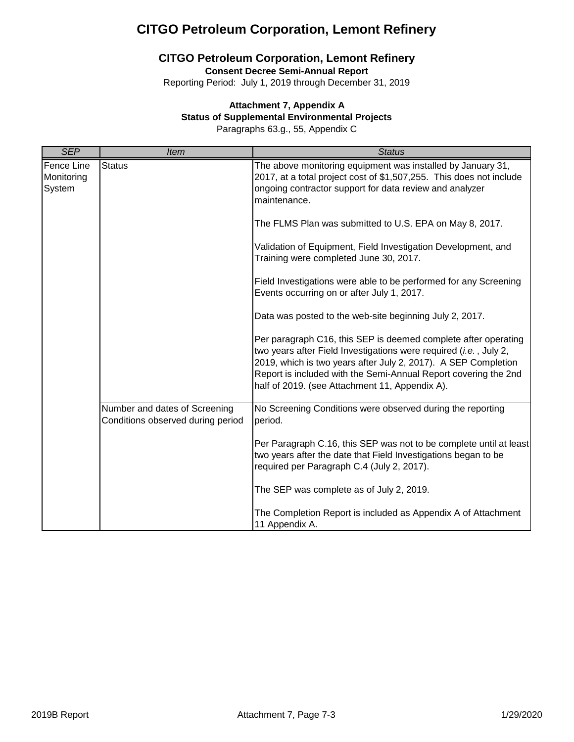# CITGO Petroleum Corporation, Lemont Refinery

## CITGO Petroleum Corporation, Lemont Refinery

**Consent Decree Semi-Annual Report**

Reporting Period: July 1, 2019 through December 31, 2019

**Attachment 7, Appendix A**
**Status of Supplemental Environmental Projects**
Paragraphs 63.g., 55, Appendix C

| *SEP* | *Item* | *Status* |
|---|---|---|
| Fence Line Monitoring System | Status | The above monitoring equipment was installed by January 31, 2017, at a total project cost of $1,507,255. This does not include ongoing contractor support for data review and analyzer maintenance.<br><br>The FLMS Plan was submitted to U.S. EPA on May 8, 2017.<br><br>Validation of Equipment, Field Investigation Development, and Training were completed June 30, 2017.<br><br>Field Investigations were able to be performed for any Screening Events occurring on or after July 1, 2017.<br><br>Data was posted to the web-site beginning July 2, 2017.<br><br>Per paragraph C16, this SEP is deemed complete after operating two years after Field Investigations were required (*i.e.*, July 2, 2019, which is two years after July 2, 2017). A SEP Completion Report is included with the Semi-Annual Report covering the 2nd half of 2019. (see Attachment 11, Appendix A). |
| | Number and dates of Screening Conditions observed during period | No Screening Conditions were observed during the reporting period.<br><br>Per Paragraph C.16, this SEP was not to be complete until at least two years after the date that Field Investigations began to be required per Paragraph C.4 (July 2, 2017).<br><br>The SEP was complete as of July 2, 2019.<br><br>The Completion Report is included as Appendix A of Attachment 11 Appendix A. |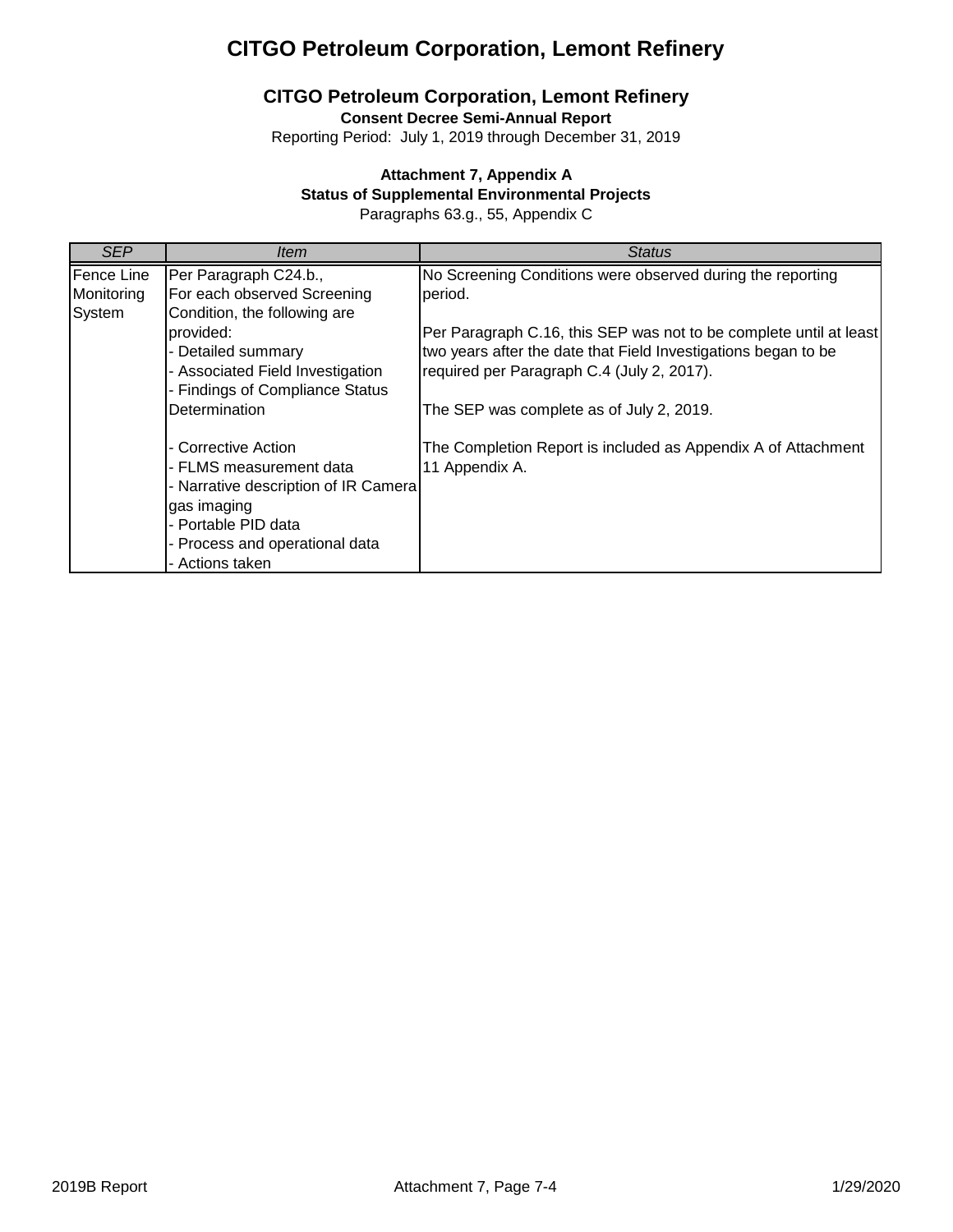# CITGO Petroleum Corporation, Lemont Refinery

## CITGO Petroleum Corporation, Lemont Refinery

**Consent Decree Semi-Annual Report**

Reporting Period: July 1, 2019 through December 31, 2019

**Attachment 7, Appendix A**

**Status of Supplemental Environmental Projects**

Paragraphs 63.g., 55, Appendix C

| *SEP* | *Item* | *Status* |
|---|---|---|
| Fence Line Monitoring System | Per Paragraph C24.b., For each observed Screening Condition, the following are provided:<br>- Detailed summary<br>- Associated Field Investigation<br>- Findings of Compliance Status Determination<br><br>- Corrective Action<br>- FLMS measurement data<br>- Narrative description of IR Camera gas imaging<br>- Portable PID data<br>- Process and operational data<br>- Actions taken | No Screening Conditions were observed during the reporting period.<br><br>Per Paragraph C.16, this SEP was not to be complete until at least two years after the date that Field Investigations began to be required per Paragraph C.4 (July 2, 2017).<br><br>The SEP was complete as of July 2, 2019.<br><br>The Completion Report is included as Appendix A of Attachment 11 Appendix A. |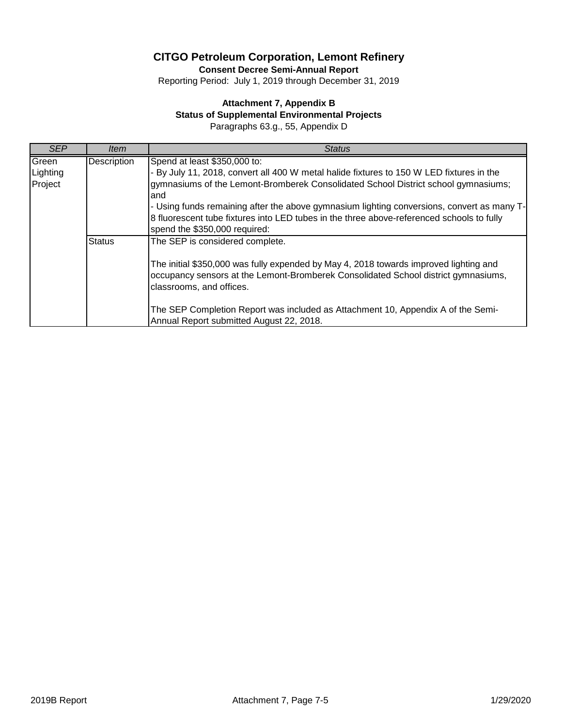# CITGO Petroleum Corporation, Lemont Refinery

**Consent Decree Semi-Annual Report**

Reporting Period: July 1, 2019 through December 31, 2019

**Attachment 7, Appendix B**

**Status of Supplemental Environmental Projects**

Paragraphs 63.g., 55, Appendix D

| *SEP* | *Item* | *Status* |
|---|---|---|
| Green Lighting Project | Description | Spend at least $350,000 to:<br>- By July 11, 2018, convert all 400 W metal halide fixtures to 150 W LED fixtures in the gymnasiums of the Lemont-Bromberek Consolidated School District school gymnasiums; and<br>- Using funds remaining after the above gymnasium lighting conversions, convert as many T-8 fluorescent tube fixtures into LED tubes in the three above-referenced schools to fully spend the $350,000 required: |
| | Status | The SEP is considered complete.<br><br>The initial $350,000 was fully expended by May 4, 2018 towards improved lighting and occupancy sensors at the Lemont-Bromberek Consolidated School district gymnasiums, classrooms, and offices.<br><br>The SEP Completion Report was included as Attachment 10, Appendix A of the Semi-Annual Report submitted August 22, 2018. |